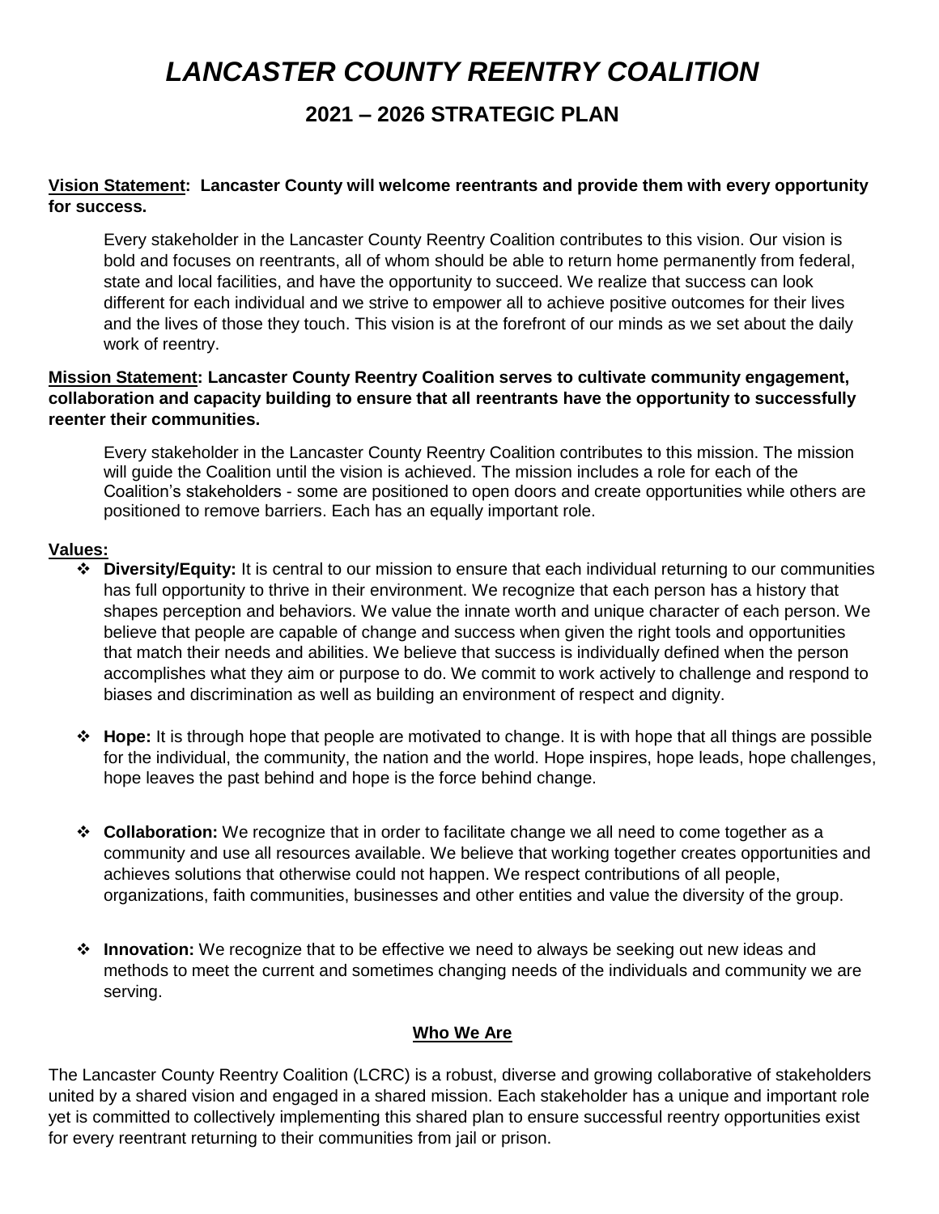# *LANCASTER COUNTY REENTRY COALITION*

## 2021 – 2026 STRATEGIC PLAN

**Vision Statement: Lancaster County will welcome reentrants and provide them with every opportunity for success.**

Every stakeholder in the Lancaster County Reentry Coalition contributes to this vision. Our vision is bold and focuses on reentrants, all of whom should be able to return home permanently from federal, state and local facilities, and have the opportunity to succeed. We realize that success can look different for each individual and we strive to empower all to achieve positive outcomes for their lives and the lives of those they touch. This vision is at the forefront of our minds as we set about the daily work of reentry.

**Mission Statement: Lancaster County Reentry Coalition serves to cultivate community engagement, collaboration and capacity building to ensure that all reentrants have the opportunity to successfully reenter their communities.**

Every stakeholder in the Lancaster County Reentry Coalition contributes to this mission. The mission will guide the Coalition until the vision is achieved. The mission includes a role for each of the Coalition's stakeholders - some are positioned to open doors and create opportunities while others are positioned to remove barriers. Each has an equally important role.

**Values:**

- **Diversity/Equity:** It is central to our mission to ensure that each individual returning to our communities has full opportunity to thrive in their environment. We recognize that each person has a history that shapes perception and behaviors. We value the innate worth and unique character of each person. We believe that people are capable of change and success when given the right tools and opportunities that match their needs and abilities. We believe that success is individually defined when the person accomplishes what they aim or purpose to do. We commit to work actively to challenge and respond to biases and discrimination as well as building an environment of respect and dignity.

- **Hope:** It is through hope that people are motivated to change. It is with hope that all things are possible for the individual, the community, the nation and the world. Hope inspires, hope leads, hope challenges, hope leaves the past behind and hope is the force behind change.

- **Collaboration:** We recognize that in order to facilitate change we all need to come together as a community and use all resources available. We believe that working together creates opportunities and achieves solutions that otherwise could not happen. We respect contributions of all people, organizations, faith communities, businesses and other entities and value the diversity of the group.

- **Innovation:** We recognize that to be effective we need to always be seeking out new ideas and methods to meet the current and sometimes changing needs of the individuals and community we are serving.

### Who We Are

The Lancaster County Reentry Coalition (LCRC) is a robust, diverse and growing collaborative of stakeholders united by a shared vision and engaged in a shared mission. Each stakeholder has a unique and important role yet is committed to collectively implementing this shared plan to ensure successful reentry opportunities exist for every reentrant returning to their communities from jail or prison.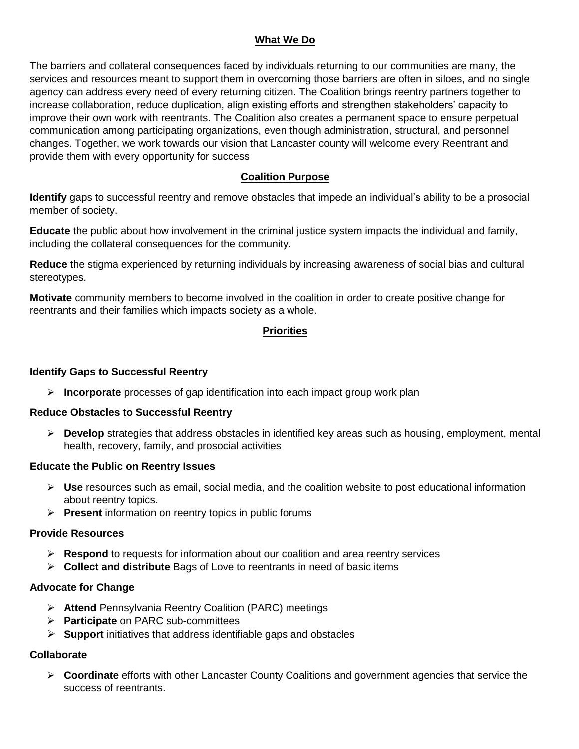## What We Do

The barriers and collateral consequences faced by individuals returning to our communities are many, the services and resources meant to support them in overcoming those barriers are often in siloes, and no single agency can address every need of every returning citizen. The Coalition brings reentry partners together to increase collaboration, reduce duplication, align existing efforts and strengthen stakeholders' capacity to improve their own work with reentrants. The Coalition also creates a permanent space to ensure perpetual communication among participating organizations, even though administration, structural, and personnel changes. Together, we work towards our vision that Lancaster county will welcome every Reentrant and provide them with every opportunity for success

## Coalition Purpose

**Identify** gaps to successful reentry and remove obstacles that impede an individual's ability to be a prosocial member of society.

**Educate** the public about how involvement in the criminal justice system impacts the individual and family, including the collateral consequences for the community.

**Reduce** the stigma experienced by returning individuals by increasing awareness of social bias and cultural stereotypes.

**Motivate** community members to become involved in the coalition in order to create positive change for reentrants and their families which impacts society as a whole.

## Priorities

### Identify Gaps to Successful Reentry

- **Incorporate** processes of gap identification into each impact group work plan

### Reduce Obstacles to Successful Reentry

- **Develop** strategies that address obstacles in identified key areas such as housing, employment, mental health, recovery, family, and prosocial activities

### Educate the Public on Reentry Issues

- **Use** resources such as email, social media, and the coalition website to post educational information about reentry topics.
- **Present** information on reentry topics in public forums

### Provide Resources

- **Respond** to requests for information about our coalition and area reentry services
- **Collect and distribute** Bags of Love to reentrants in need of basic items

### Advocate for Change

- **Attend** Pennsylvania Reentry Coalition (PARC) meetings
- **Participate** on PARC sub-committees
- **Support** initiatives that address identifiable gaps and obstacles

### Collaborate

- **Coordinate** efforts with other Lancaster County Coalitions and government agencies that service the success of reentrants.